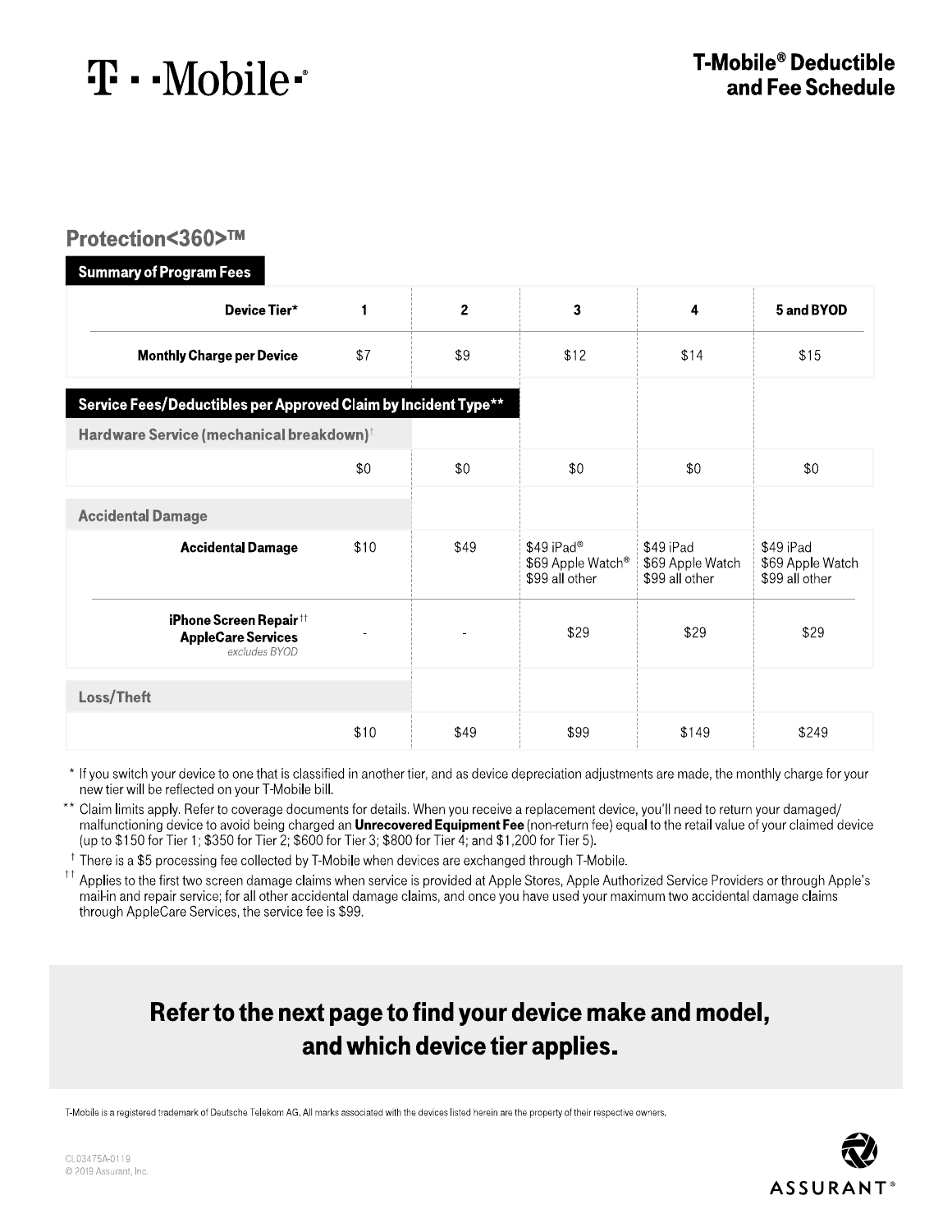T-Mobile

# T-Mobile® Deductible and Fee Schedule

## Protection<360>™

**Summary of Program Fees**

| Device Tier* | 1 | 2 | 3 | 4 | 5 and BYOD |
|---|---|---|---|---|---|
| **Monthly Charge per Device** | $7 | $9 | $12 | $14 | $15 |

**Service Fees/Deductibles per Approved Claim by Incident Type****

| | 1 | 2 | 3 | 4 | 5 and BYOD |
|---|---|---|---|---|---|
| **Hardware Service (mechanical breakdown)†** | | | | | |
| | $0 | $0 | $0 | $0 | $0 |
| **Accidental Damage** | | | | | |
| **Accidental Damage** | $10 | $49 | $49 iPad®<br>$69 Apple Watch®<br>$99 all other | $49 iPad<br>$69 Apple Watch<br>$99 all other | $49 iPad<br>$69 Apple Watch<br>$99 all other |
| **iPhone Screen Repair††**<br>**AppleCare Services**<br>*excludes BYOD* | - | - | $29 | $29 | $29 |
| **Loss/Theft** | | | | | |
| | $10 | $49 | $99 | $149 | $249 |

\* If you switch your device to one that is classified in another tier, and as device depreciation adjustments are made, the monthly charge for your new tier will be reflected on your T-Mobile bill.

** Claim limits apply. Refer to coverage documents for details. When you receive a replacement device, you'll need to return your damaged/malfunctioning device to avoid being charged an **Unrecovered Equipment Fee** (non-return fee) equal to the retail value of your claimed device (up to $150 for Tier 1; $350 for Tier 2; $600 for Tier 3; $800 for Tier 4; and $1,200 for Tier 5).

† There is a $5 processing fee collected by T-Mobile when devices are exchanged through T-Mobile.

†† Applies to the first two screen damage claims when service is provided at Apple Stores, Apple Authorized Service Providers or through Apple's mail-in and repair service; for all other accidental damage claims, and once you have used your maximum two accidental damage claims through AppleCare Services, the service fee is $99.

**Refer to the next page to find your device make and model, and which device tier applies.**

T-Mobile is a registered trademark of Deutsche Telekom AG. All marks associated with the devices listed herein are the property of their respective owners.

CL03475A-0119
© 2019 Assurant, Inc.

ASSURANT®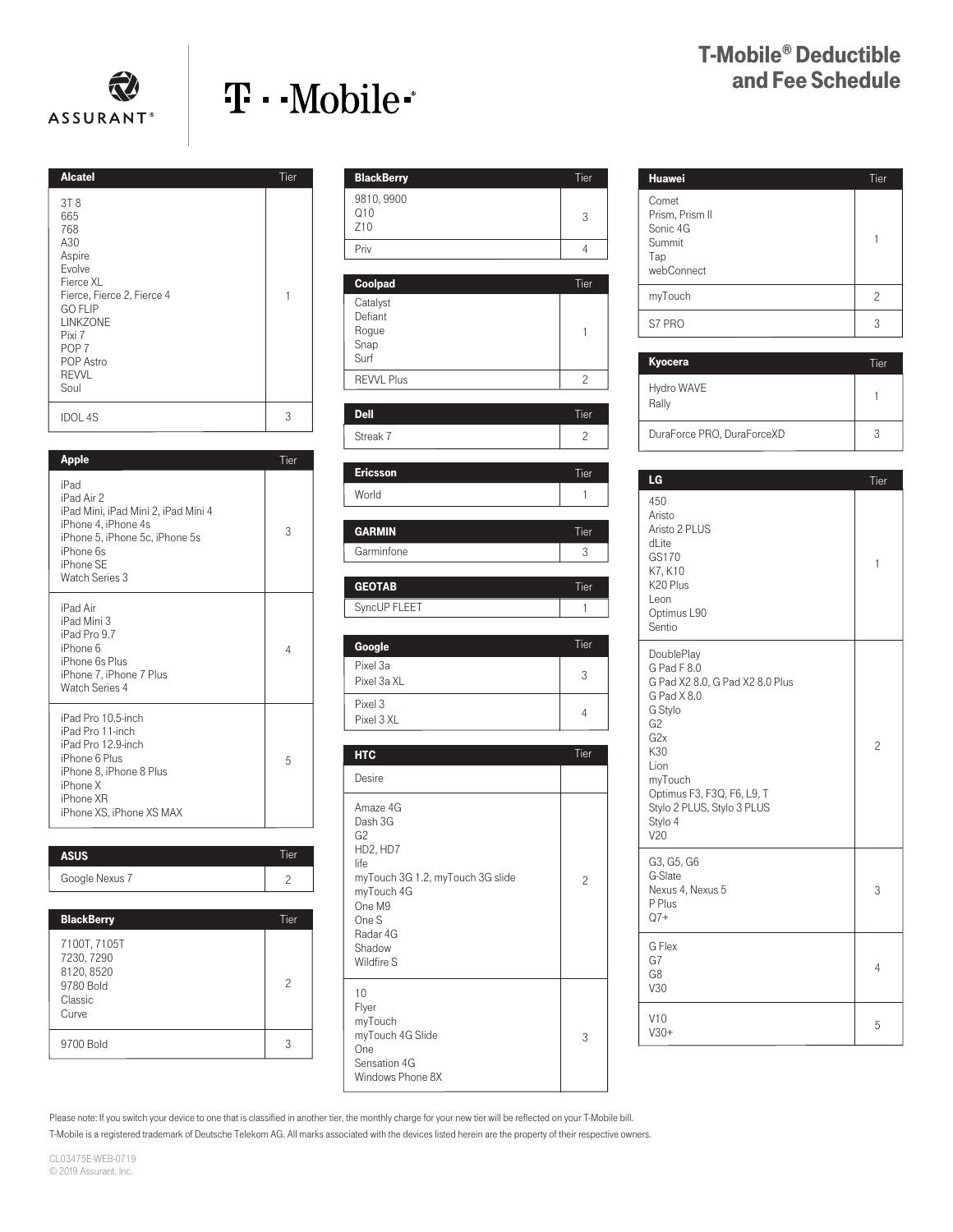# T-Mobile® Deductible and Fee Schedule

| Alcatel | Tier |
|---|---|
| 3T 8<br>665<br>768<br>A30<br>Aspire<br>Evolve<br>Fierce XL<br>Fierce, Fierce 2, Fierce 4<br>GO FLIP<br>LINKZONE<br>Pixi 7<br>POP 7<br>POP Astro<br>REVVL<br>Soul | 1 |
| IDOL 4S | 3 |

| Apple | Tier |
|---|---|
| iPad<br>iPad Air 2<br>iPad Mini, iPad Mini 2, iPad Mini 4<br>iPhone 4, iPhone 4s<br>iPhone 5, iPhone 5c, iPhone 5s<br>iPhone 6s<br>iPhone SE<br>Watch Series 3 | 3 |
| iPad Air<br>iPad Mini 3<br>iPad Pro 9.7<br>iPhone 6<br>iPhone 6s Plus<br>iPhone 7, iPhone 7 Plus<br>Watch Series 4 | 4 |
| iPad Pro 10.5-inch<br>iPad Pro 11-inch<br>iPad Pro 12.9-inch<br>iPhone 6 Plus<br>iPhone 8, iPhone 8 Plus<br>iPhone X<br>iPhone XR<br>iPhone XS, iPhone XS MAX | 5 |

| ASUS | Tier |
|---|---|
| Google Nexus 7 | 2 |

| BlackBerry | Tier |
|---|---|
| 7100T, 7105T<br>7230, 7290<br>8120, 8520<br>9780 Bold<br>Classic<br>Curve | 2 |
| 9700 Bold | 3 |
| 9810, 9900<br>Q10<br>Z10 | 3 |
| Priv | 4 |

| Coolpad | Tier |
|---|---|
| Catalyst<br>Defiant<br>Rogue<br>Snap<br>Surf | 1 |
| REVVL Plus | 2 |

| Dell | Tier |
|---|---|
| Streak 7 | 2 |

| Ericsson | Tier |
|---|---|
| World | 1 |

| GARMIN | Tier |
|---|---|
| Garminfone | 3 |

| GEOTAB | Tier |
|---|---|
| SyncUP FLEET | 1 |

| Google | Tier |
|---|---|
| Pixel 3a<br>Pixel 3a XL | 3 |
| Pixel 3<br>Pixel 3 XL | 4 |

| HTC | Tier |
|---|---|
| Desire | |
| Amaze 4G<br>Dash 3G<br>G2<br>HD2, HD7<br>life<br>myTouch 3G 1.2, myTouch 3G slide<br>myTouch 4G<br>One M9<br>One S<br>Radar 4G<br>Shadow<br>Wildfire S | 2 |
| 10<br>Flyer<br>myTouch<br>myTouch 4G Slide<br>One<br>Sensation 4G<br>Windows Phone 8X | 3 |

| Huawei | Tier |
|---|---|
| Comet<br>Prism, Prism II<br>Sonic 4G<br>Summit<br>Tap<br>webConnect | 1 |
| myTouch | 2 |
| S7 PRO | 3 |

| Kyocera | Tier |
|---|---|
| Hydro WAVE<br>Rally | 1 |
| DuraForce PRO, DuraForceXD | 3 |

| LG | Tier |
|---|---|
| 450<br>Aristo<br>Aristo 2 PLUS<br>dLite<br>GS170<br>K7, K10<br>K20 Plus<br>Leon<br>Optimus L90<br>Sentio | 1 |
| DoublePlay<br>G Pad F 8.0<br>G Pad X2 8.0, G Pad X2 8.0 Plus<br>G Pad X 8.0<br>G Stylo<br>G2<br>G2x<br>K30<br>Lion<br>myTouch<br>Optimus F3, F3Q, F6, L9, T<br>Stylo 2 PLUS, Stylo 3 PLUS<br>Stylo 4<br>V20 | 2 |
| G3, G5, G6<br>G-Slate<br>Nexus 4, Nexus 5<br>P Plus<br>Q7+ | 3 |
| G Flex<br>G7<br>G8<br>V30 | 4 |
| V10<br>V30+ | 5 |

Please note: If you switch your device to one that is classified in another tier, the monthly charge for your new tier will be reflected on your T-Mobile bill.

T-Mobile is a registered trademark of Deutsche Telekom AG. All marks associated with the devices listed herein are the property of their respective owners.

CL03475E-WEB-0719
© 2019 Assurant, Inc.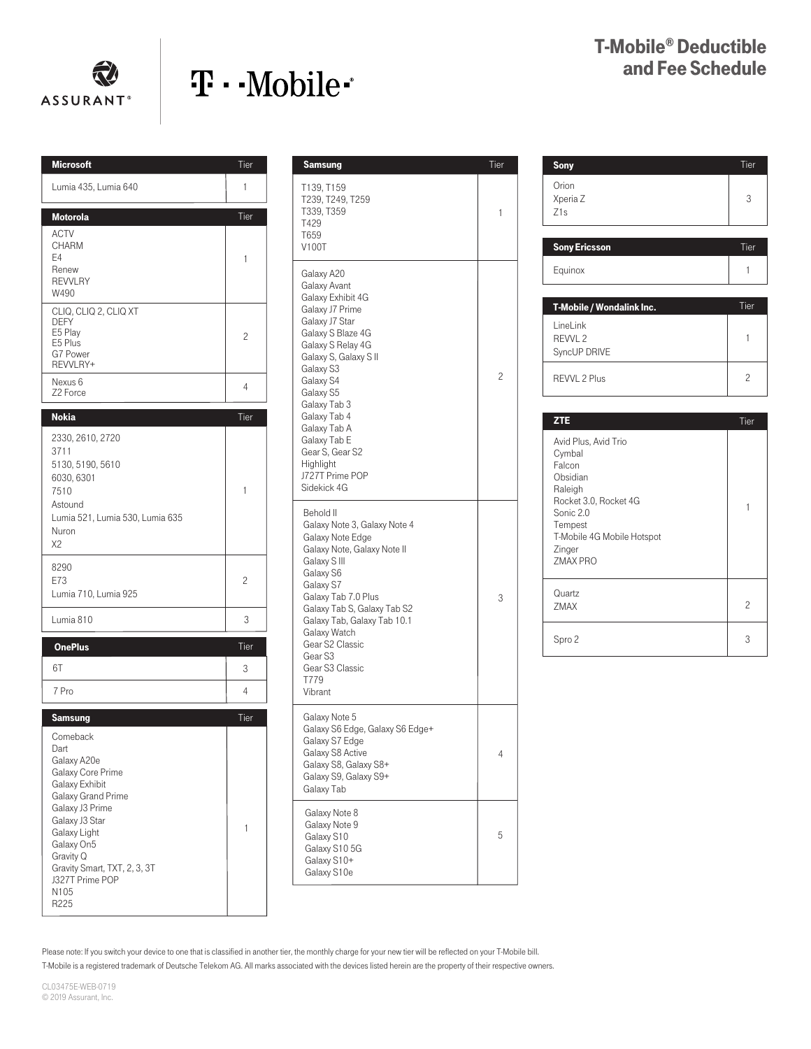# T-Mobile® Deductible and Fee Schedule

| Microsoft | Tier |
|---|---|
| Lumia 435, Lumia 640 | 1 |

| Motorola | Tier |
|---|---|
| ACTV<br>CHARM<br>E4<br>Renew<br>REVVLRY<br>W490 | 1 |
| CLIQ, CLIQ 2, CLIQ XT<br>DEFY<br>E5 Play<br>E5 Plus<br>G7 Power<br>REVVLRY+ | 2 |
| Nexus 6<br>Z2 Force | 4 |

| Nokia | Tier |
|---|---|
| 2330, 2610, 2720<br>3711<br>5130, 5190, 5610<br>6030, 6301<br>7510<br>Astound<br>Lumia 521, Lumia 530, Lumia 635<br>Nuron<br>X2 | 1 |
| 8290<br>E73<br>Lumia 710, Lumia 925 | 2 |
| Lumia 810 | 3 |

| OnePlus | Tier |
|---|---|
| 6T | 3 |
| 7 Pro | 4 |

| Samsung | Tier |
|---|---|
| Comeback<br>Dart<br>Galaxy A20e<br>Galaxy Core Prime<br>Galaxy Exhibit<br>Galaxy Grand Prime<br>Galaxy J3 Prime<br>Galaxy J3 Star<br>Galaxy Light<br>Galaxy On5<br>Gravity Q<br>Gravity Smart, TXT, 2, 3, 3T<br>J327T Prime POP<br>N105<br>R225 | 1 |

| Samsung | Tier |
|---|---|
| T139, T159<br>T239, T249, T259<br>T339, T359<br>T429<br>T659<br>V100T | 1 |
| Galaxy A20<br>Galaxy Avant<br>Galaxy Exhibit 4G<br>Galaxy J7 Prime<br>Galaxy J7 Star<br>Galaxy S Blaze 4G<br>Galaxy S Relay 4G<br>Galaxy S, Galaxy S II<br>Galaxy S3<br>Galaxy S4<br>Galaxy S5<br>Galaxy Tab 3<br>Galaxy Tab 4<br>Galaxy Tab A<br>Galaxy Tab E<br>Gear S, Gear S2<br>Highlight<br>J727T Prime POP<br>Sidekick 4G | 2 |
| Behold II<br>Galaxy Note 3, Galaxy Note 4<br>Galaxy Note Edge<br>Galaxy Note, Galaxy Note II<br>Galaxy S III<br>Galaxy S6<br>Galaxy S7<br>Galaxy Tab 7.0 Plus<br>Galaxy Tab S, Galaxy Tab S2<br>Galaxy Tab, Galaxy Tab 10.1<br>Galaxy Watch<br>Gear S2 Classic<br>Gear S3<br>Gear S3 Classic<br>T779<br>Vibrant | 3 |
| Galaxy Note 5<br>Galaxy S6 Edge, Galaxy S6 Edge+<br>Galaxy S7 Edge<br>Galaxy S8 Active<br>Galaxy S8, Galaxy S8+<br>Galaxy S9, Galaxy S9+<br>Galaxy Tab | 4 |
| Galaxy Note 8<br>Galaxy Note 9<br>Galaxy S10<br>Galaxy S10 5G<br>Galaxy S10+<br>Galaxy S10e | 5 |

| Sony | Tier |
|---|---|
| Orion<br>Xperia Z<br>Z1s | 3 |

| Sony Ericsson | Tier |
|---|---|
| Equinox | 1 |

| T-Mobile / Wondalink Inc. | Tier |
|---|---|
| LineLink<br>REVVL 2<br>SyncUP DRIVE | 1 |
| REVVL 2 Plus | 2 |

| ZTE | Tier |
|---|---|
| Avid Plus, Avid Trio<br>Cymbal<br>Falcon<br>Obsidian<br>Raleigh<br>Rocket 3.0, Rocket 4G<br>Sonic 2.0<br>Tempest<br>T-Mobile 4G Mobile Hotspot<br>Zinger<br>ZMAX PRO | 1 |
| Quartz<br>ZMAX | 2 |
| Spro 2 | 3 |

Please note: If you switch your device to one that is classified in another tier, the monthly charge for your new tier will be reflected on your T-Mobile bill.

T-Mobile is a registered trademark of Deutsche Telekom AG. All marks associated with the devices listed herein are the property of their respective owners.

CL03475E-WEB-0719
© 2019 Assurant, Inc.